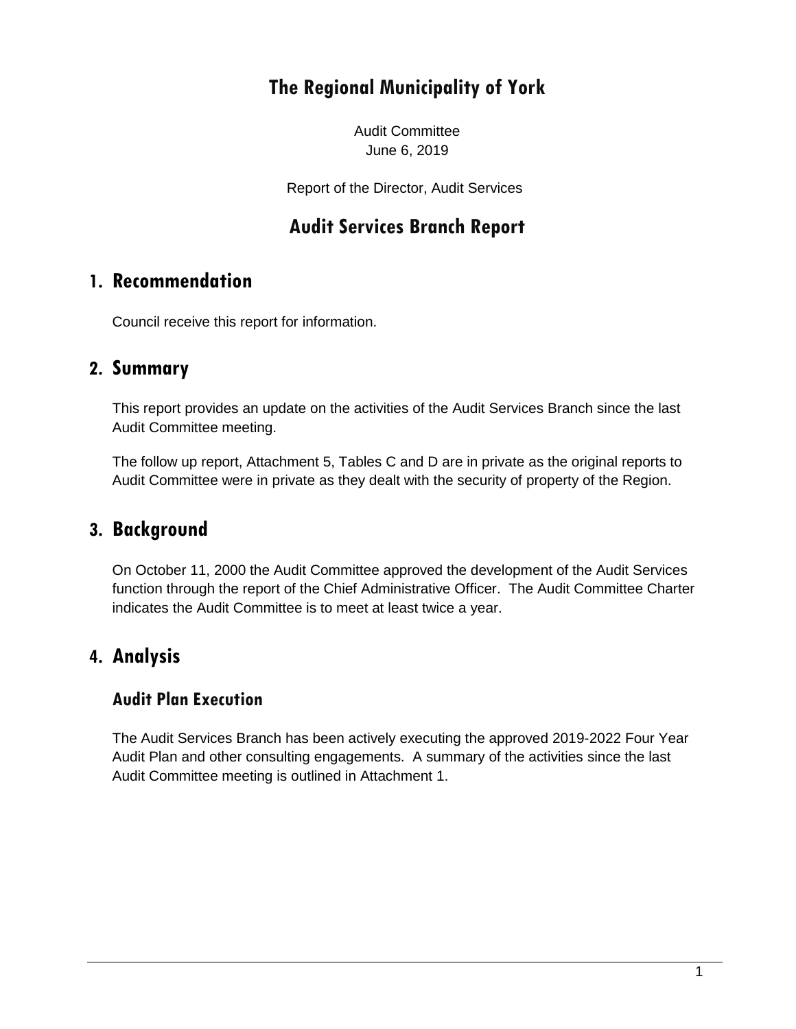# The Regional Municipality of York

Audit Committee
June 6, 2019

Report of the Director, Audit Services

# Audit Services Branch Report

## 1. Recommendation

Council receive this report for information.

## 2. Summary

This report provides an update on the activities of the Audit Services Branch since the last Audit Committee meeting.

The follow up report, Attachment 5, Tables C and D are in private as the original reports to Audit Committee were in private as they dealt with the security of property of the Region.

## 3. Background

On October 11, 2000 the Audit Committee approved the development of the Audit Services function through the report of the Chief Administrative Officer. The Audit Committee Charter indicates the Audit Committee is to meet at least twice a year.

## 4. Analysis

### Audit Plan Execution

The Audit Services Branch has been actively executing the approved 2019-2022 Four Year Audit Plan and other consulting engagements. A summary of the activities since the last Audit Committee meeting is outlined in Attachment 1.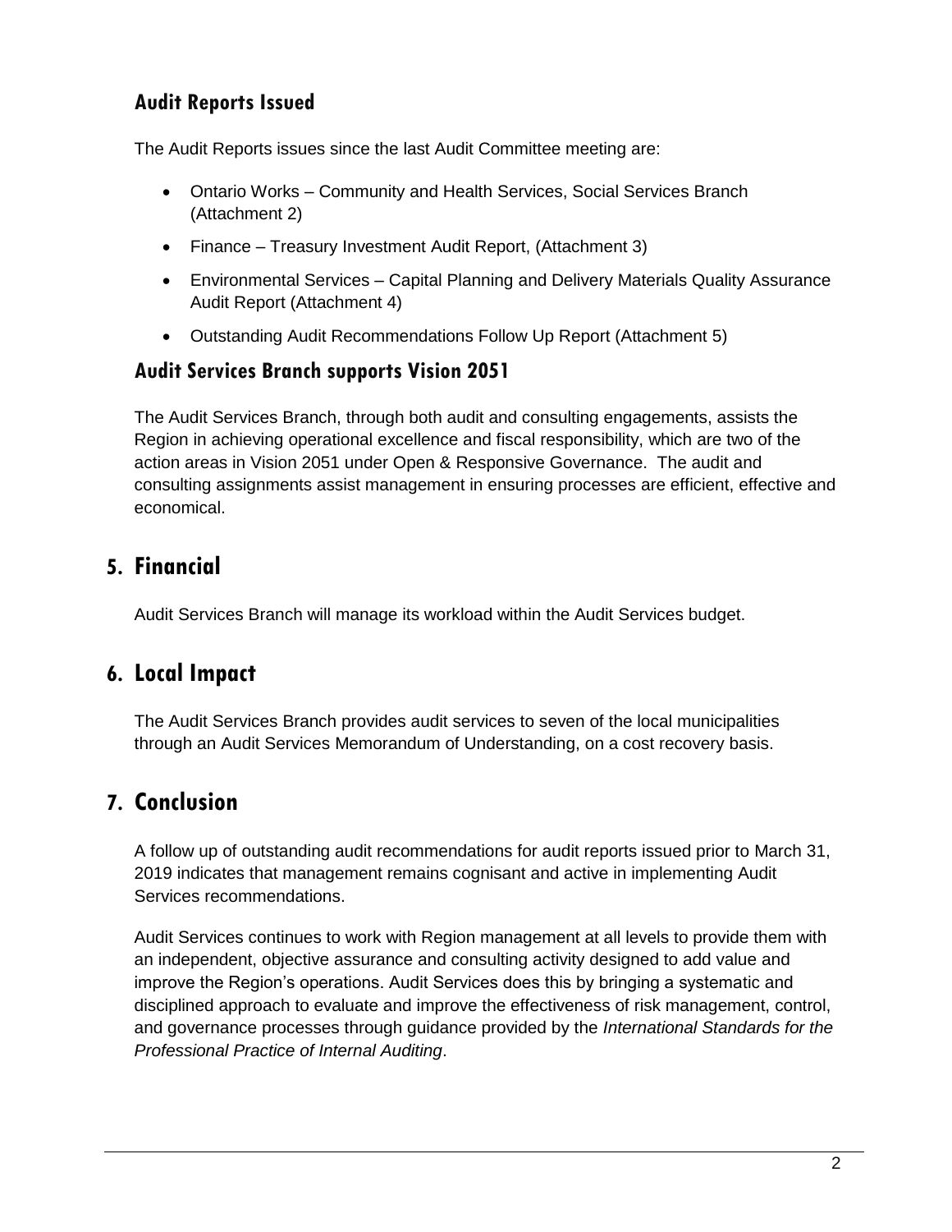### Audit Reports Issued

The Audit Reports issues since the last Audit Committee meeting are:

- Ontario Works – Community and Health Services, Social Services Branch (Attachment 2)
- Finance – Treasury Investment Audit Report, (Attachment 3)
- Environmental Services – Capital Planning and Delivery Materials Quality Assurance Audit Report (Attachment 4)
- Outstanding Audit Recommendations Follow Up Report (Attachment 5)

### Audit Services Branch supports Vision 2051

The Audit Services Branch, through both audit and consulting engagements, assists the Region in achieving operational excellence and fiscal responsibility, which are two of the action areas in Vision 2051 under Open & Responsive Governance. The audit and consulting assignments assist management in ensuring processes are efficient, effective and economical.

## 5. Financial

Audit Services Branch will manage its workload within the Audit Services budget.

## 6. Local Impact

The Audit Services Branch provides audit services to seven of the local municipalities through an Audit Services Memorandum of Understanding, on a cost recovery basis.

## 7. Conclusion

A follow up of outstanding audit recommendations for audit reports issued prior to March 31, 2019 indicates that management remains cognisant and active in implementing Audit Services recommendations.

Audit Services continues to work with Region management at all levels to provide them with an independent, objective assurance and consulting activity designed to add value and improve the Region's operations. Audit Services does this by bringing a systematic and disciplined approach to evaluate and improve the effectiveness of risk management, control, and governance processes through guidance provided by the *International Standards for the Professional Practice of Internal Auditing*.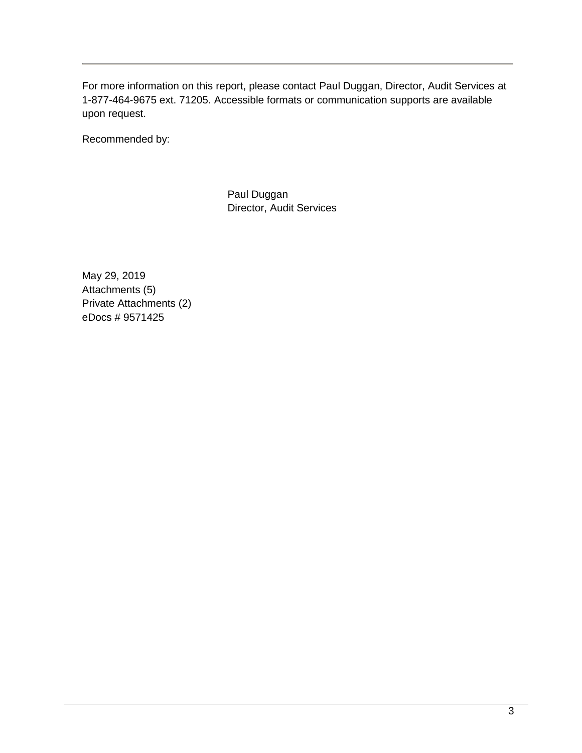For more information on this report, please contact Paul Duggan, Director, Audit Services at 1-877-464-9675 ext. 71205. Accessible formats or communication supports are available upon request.

Recommended by:

Paul Duggan  
Director, Audit Services

May 29, 2019  
Attachments (5)  
Private Attachments (2)  
eDocs # 9571425